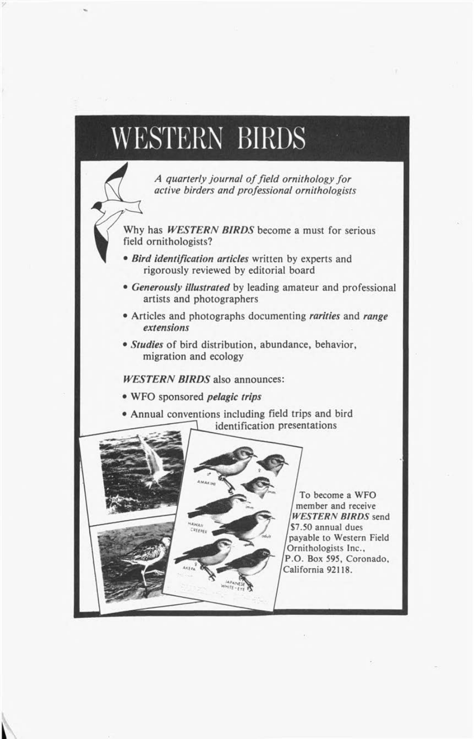# WESTERN BIRDS

*A quarterly journal of field ornithology for active birders and professional ornithologists*

Why has ***WESTERN BIRDS*** become a must for serious field ornithologists?

- ***Bird identification articles*** written by experts and rigorously reviewed by editorial board
- ***Generously illustrated*** by leading amateur and professional artists and photographers
- Articles and photographs documenting ***rarities*** and ***range extensions***
- ***Studies*** of bird distribution, abundance, behavior, migration and ecology

***WESTERN BIRDS*** also announces:

- WFO sponsored ***pelagic trips***
- Annual conventions including field trips and bird identification presentations

To become a WFO member and receive ***WESTERN BIRDS*** send $7.50 annual dues payable to Western Field Ornithologists Inc., P.O. Box 595, Coronado, California 92118.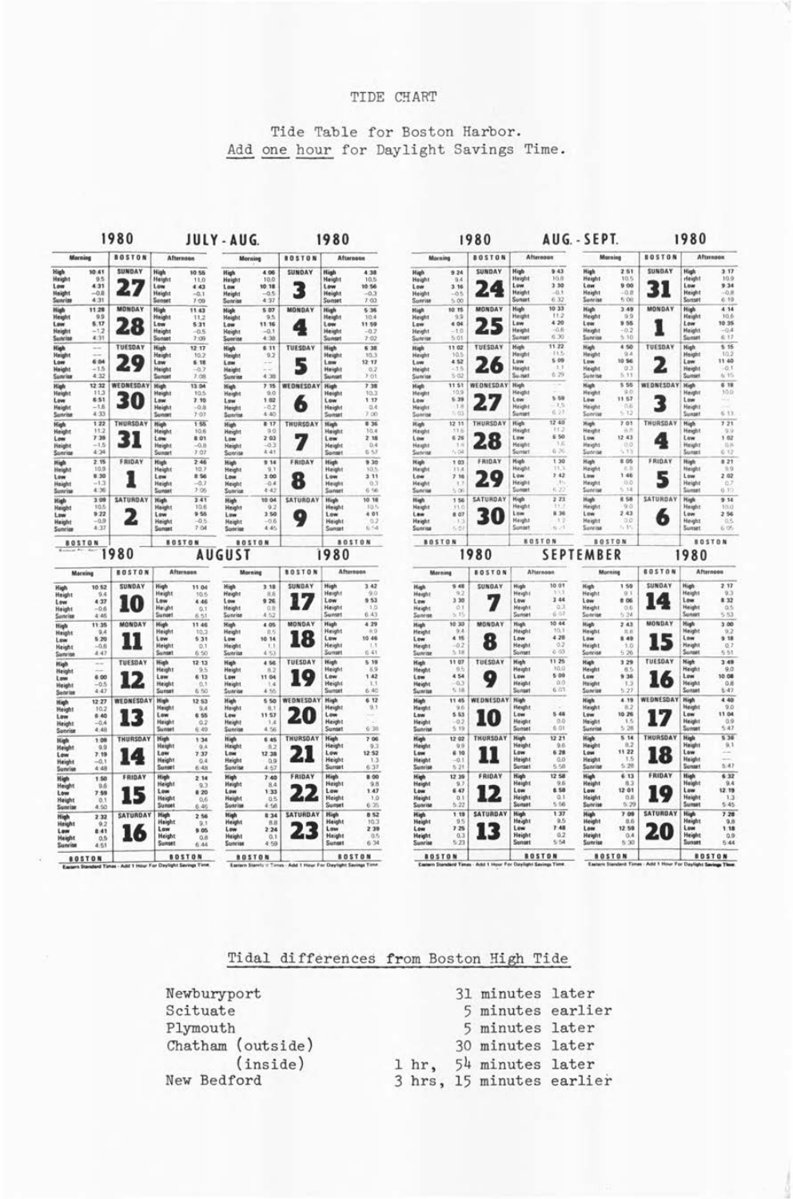TIDE CHART

Tide Table for Boston Harbor.
Add one hour for Daylight Savings Time.

## 1980 JULY - AUG. 1980 — BOSTON

| Date | Morning High | Height | Low | Height | Sunrise | Afternoon High | Height | Low | Height | Sunset |
|---|---|---|---|---|---|---|---|---|---|---|
| SUNDAY 27 | 10:41 | 9.5 | 4:31 | -0.8 | 4:31 | 10:55 | 11.0 | 4:43 | -0.1 | 7:09 |
| MONDAY 28 | 11:28 | 9.9 | 5:17 | -1.2 | 4:31 | 11:43 | 11.2 | 5:31 | -0.5 | 7:09 |
| TUESDAY 29 | — | — | 6:04 | -1.5 | 4:32 | 12:17 | 10.2 | 6:18 | -0.7 | 7:08 |
| WEDNESDAY 30 | 12:32 | 11.3 | 6:51 | -1.6 | 4:33 | 1:04 | 10.5 | 7:10 | -0.8 | 7:07 |
| THURSDAY 31 | 1:22 | 11.2 | 7:39 | -1.5 | 4:34 | 1:55 | 10.8 | 8:01 | -0.8 | 7:07 |
| FRIDAY 1 | 2:15 | 10.9 | 8:30 | -1.3 | 4:36 | 2:46 | 10.7 | 8:56 | -0.7 | 7:05 |
| SATURDAY 2 | 3:09 | 10.5 | 9:22 | -0.9 | 4:37 | 3:41 | 10.6 | 9:55 | -0.5 | 7:04 |
| SUNDAY 3 | 4:06 | 10.0 | 10:18 | -0.5 | 4:37 | 4:38 | 10.5 | 10:56 | -0.3 | 7:03 |
| MONDAY 4 | 5:07 | 9.5 | 11:16 | -0.1 | 4:38 | 5:36 | 10.4 | 11:59 | -0.2 | 7:02 |
| TUESDAY 5 | 6:11 | 9.2 | — | — | 4:38 | 6:38 | 10.3 | 12:17 | 0.2 | 7:01 |
| WEDNESDAY 6 | 7:15 | 9.0 | 1:02 | -0.2 | 4:40 | 7:38 | 10.3 | 1:17 | 0.4 | 7:00 |
| THURSDAY 7 | 8:17 | 9.0 | 2:03 | -0.3 | 4:41 | 8:36 | 10.4 | 2:18 | 0.4 | 6:57 |
| FRIDAY 8 | 9:14 | 9.1 | 3:00 | -0.4 | 4:42 | 9:30 | 10.5 | 3:11 | 0.3 | 6:56 |
| SATURDAY 9 | 10:04 | 9.2 | 3:50 | -0.6 | 4:45 | 10:18 | 10.5 | 4:01 | 0.2 | 6:54 |

## 1980 AUGUST 1980 — BOSTON

| Date | Morning High | Height | Low | Height | Sunrise | Afternoon High | Height | Low | Height | Sunset |
|---|---|---|---|---|---|---|---|---|---|---|
| SUNDAY 10 | 10:52 | 9.4 | 4:37 | -0.6 | 4:46 | 11:04 | 10.5 | 4:46 | 0.1 | 6:51 |
| MONDAY 11 | 11:35 | 9.4 | 5:20 | -0.6 | 4:47 | 11:46 | 10.3 | 5:31 | 0.1 | 6:50 |
| TUESDAY 12 | — | — | 6:00 | -0.5 | 4:47 | 12:13 | 9.5 | 6:13 | 0.1 | 6:50 |
| WEDNESDAY 13 | 12:27 | 10.2 | 6:40 | -0.4 | 4:48 | 12:53 | 9.4 | 6:55 | 0.2 | 6:49 |
| THURSDAY 14 | 1:08 | 9.9 | 7:19 | -0.1 | 4:48 | 1:34 | 9.4 | 7:37 | 0.4 | 6:48 |
| FRIDAY 15 | 1:50 | 9.6 | 7:59 | 0.1 | 4:50 | 2:14 | 9.3 | 8:20 | 0.6 | 6:46 |
| SATURDAY 16 | 2:32 | 9.2 | 8:41 | 0.5 | 4:51 | 2:56 | 9.1 | 9:05 | 0.8 | 6:44 |
| SUNDAY 17 | 3:18 | 8.8 | 9:26 | 0.8 | 4:52 | 3:42 | 9.0 | 9:53 | 1.0 | 6:43 |
| MONDAY 18 | 4:06 | 8.4 | 10:14 | 1.1 | 4:53 | 4:29 | 8.9 | 10:46 | 1.1 | 6:41 |
| TUESDAY 19 | 4:56 | 8.2 | 11:04 | 1.4 | 4:55 | 5:19 | 8.9 | 11:42 | 1.1 | 6:40 |
| WEDNESDAY 20 | 5:50 | 8.1 | 11:57 | 1.4 | 4:56 | 6:12 | 9.1 | — | — | 6:38 |
| THURSDAY 21 | 6:45 | 8.2 | 12:38 | 0.9 | 4:57 | 7:06 | 9.3 | 12:52 | 1.3 | 6:37 |
| FRIDAY 22 | 7:40 | 8.4 | 1:33 | 0.5 | 4:58 | 8:00 | 9.8 | 1:47 | 1.0 | 6:35 |
| SATURDAY 23 | 8:34 | 8.8 | 2:24 | 0.1 | 4:59 | 8:52 | 10.3 | 2:39 | 0.5 | 6:34 |

Eastern Standard Times - Add 1 Hour For Daylight Savings Time

## 1980 AUG. - SEPT. 1980 — BOSTON

| Date | Morning High | Height | Low | Height | Sunrise | Afternoon High | Height | Low | Height | Sunset |
|---|---|---|---|---|---|---|---|---|---|---|
| SUNDAY 24 | 9:24 | 9.4 | 3:16 | -0.5 | 5:00 | 9:43 | 10.8 | 3:30 | -0.1 | 6:32 |
| MONDAY 25 | 10:15 | 9.9 | 4:04 | -1.0 | 5:01 | 10:33 | 11.2 | 4:20 | -0.6 | 6:30 |
| TUESDAY 26 | 11:02 | 10.5 | 4:52 | -1.5 | 5:02 | 11:22 | 11.5 | 5:09 | -1.1 | 6:29 |
| WEDNESDAY 27 | 11:51 | 10.9 | 5:39 | -1.8 | 5:03 | — | — | 5:59 | -1.5 | 6:27 |
| THURSDAY 28 | 12:11 | 11.6 | 6:26 | -1.9 | 5:04 | 12:40 | 11.2 | 6:50 | -1.6 | 6:26 |
| FRIDAY 29 | 1:03 | 11.4 | 7:16 | -1.7 | 5:06 | 1:30 | 11.3 | 7:42 | -1.5 | 6:22 |
| SATURDAY 30 | 1:56 | 11.0 | 8:07 | -1.3 | 5:07 | 2:23 | 11.2 | 8:36 | -1.2 | 6:21 |
| SUNDAY 31 | 2:51 | 10.5 | 9:00 | -0.8 | 5:08 | 3:17 | 10.9 | 9:34 | -0.8 | 6:19 |
| MONDAY 1 | 3:49 | 9.9 | 9:55 | -0.2 | 5:10 | 4:14 | 10.6 | 10:35 | -0.4 | 6:17 |
| TUESDAY 2 | 4:50 | 9.4 | 10:56 | 0.3 | 5:11 | 5:15 | 10.2 | 11:40 | -0.1 | 6:15 |
| WEDNESDAY 3 | 5:56 | 9.0 | 11:57 | 0.6 | 5:12 | 6:18 | 10.0 | — | — | 6:13 |
| THURSDAY 4 | 7:01 | 8.8 | 12:43 | 0.0 | 5:13 | 7:21 | 9.9 | 1:02 | 0.8 | 6:12 |
| FRIDAY 5 | 8:05 | 8.8 | 1:46 | 0.0 | 5:14 | 8:21 | 9.9 | 2:02 | 0.7 | 6:10 |
| SATURDAY 6 | 8:58 | 9.0 | 2:43 | 0.0 | 5:15 | 9:14 | 10.0 | 2:56 | 0.5 | 6:08 |

## 1980 SEPTEMBER 1980 — BOSTON

| Date | Morning High | Height | Low | Height | Sunrise | Afternoon High | Height | Low | Height | Sunset |
|---|---|---|---|---|---|---|---|---|---|---|
| SUNDAY 7 | 9:48 | 9.2 | 3:30 | 0.1 | 5:16 | 10:01 | 10.1 | 3:44 | 0.3 | 6:07 |
| MONDAY 8 | 10:30 | 9.4 | 4:15 | -0.2 | 5:18 | 10:44 | 10.1 | 4:28 | 0.2 | 6:05 |
| TUESDAY 9 | 11:07 | 9.5 | 4:54 | -0.3 | 5:18 | 11:25 | 10.0 | 5:09 | 0.0 | 6:03 |
| WEDNESDAY 10 | 11:45 | 9.6 | 5:32 | -0.2 | 5:19 | — | — | 5:48 | 0.0 | 6:01 |
| THURSDAY 11 | 12:02 | 9.9 | 6:10 | -0.1 | 5:21 | 12:21 | 9.6 | 6:28 | 0.0 | 5:58 |
| FRIDAY 12 | 12:39 | 9.7 | 6:47 | 0.1 | 5:22 | 12:58 | 9.6 | 6:58 | 0.1 | 5:56 |
| SATURDAY 13 | 1:19 | 9.5 | 7:25 | 0.3 | 5:23 | 1:37 | 9.5 | 7:48 | 0.2 | 5:54 |
| SUNDAY 14 | 1:59 | 9.1 | 8:06 | 0.6 | 5:24 | 2:17 | 9.3 | 8:32 | 0.5 | 5:53 |
| MONDAY 15 | 2:43 | 8.8 | 8:49 | 1.0 | 5:26 | 3:00 | 9.2 | 9:18 | 0.7 | 5:51 |
| TUESDAY 16 | 3:29 | 8.5 | 9:36 | 1.3 | 5:27 | 3:49 | 9.0 | 10:08 | 0.8 | 5:49 |
| WEDNESDAY 17 | 4:19 | 8.2 | 10:26 | 1.5 | 5:28 | 4:40 | 9.0 | 11:04 | 0.9 | 5:47 |
| THURSDAY 18 | 5:14 | 8.2 | 11:22 | 1.5 | 5:28 | 5:36 | 9.1 | — | — | 5:47 |
| FRIDAY 19 | 6:13 | 8.3 | 12:01 | 0.8 | 5:29 | 6:32 | 9.4 | 12:19 | 1.3 | 5:45 |
| SATURDAY 20 | 7:09 | 8.6 | 12:59 | 0.4 | 5:30 | 7:28 | 9.8 | 1:18 | 0.9 | 5:44 |

Eastern Standard Times - Add 1 Hour For Daylight Savings Time

## Tidal differences from Boston High Tide

| Location | Difference |
|---|---|
| Newburyport | 31 minutes later |
| Scituate | 5 minutes earlier |
| Plymouth | 5 minutes later |
| Chatham (outside) | 30 minutes later |
| (inside) | 1 hr, 54 minutes later |
| New Bedford | 3 hrs, 15 minutes earlier |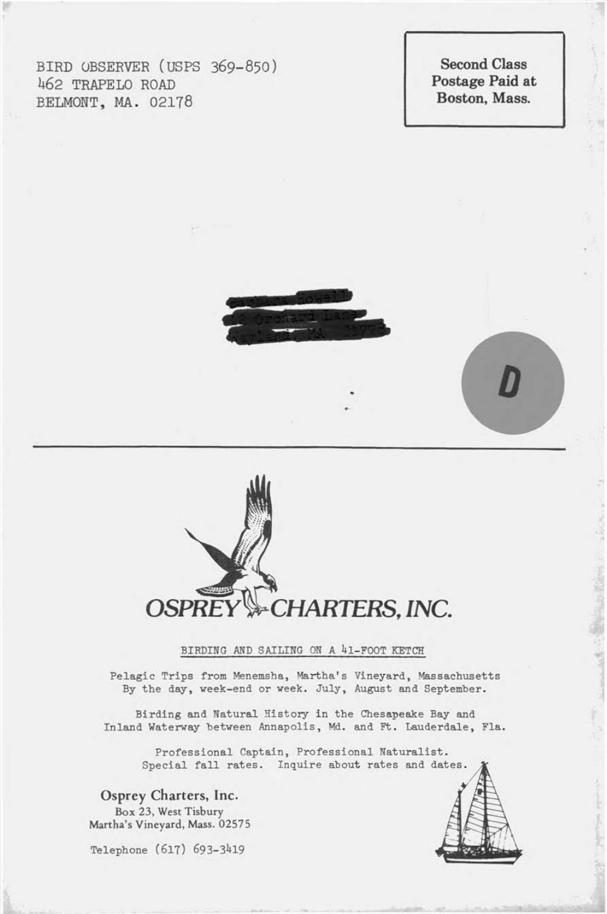BIRD OBSERVER (USPS 369-850)
462 TRAPELO ROAD
BELMONT, MA. 02178

**Second Class Postage Paid at Boston, Mass.**

D

---

# OSPREY CHARTERS, INC.

BIRDING AND SAILING ON A 41-FOOT KETCH

Pelagic Trips from Menemsha, Martha's Vineyard, Massachusetts
By the day, week-end or week. July, August and September.

Birding and Natural History in the Chesapeake Bay and
Inland Waterway between Annapolis, Md. and Ft. Lauderdale, Fla.

Professional Captain, Professional Naturalist.
Special fall rates. Inquire about rates and dates.

**Osprey Charters, Inc.**
Box 23, West Tisbury
Martha's Vineyard, Mass. 02575

Telephone (617) 693-3419